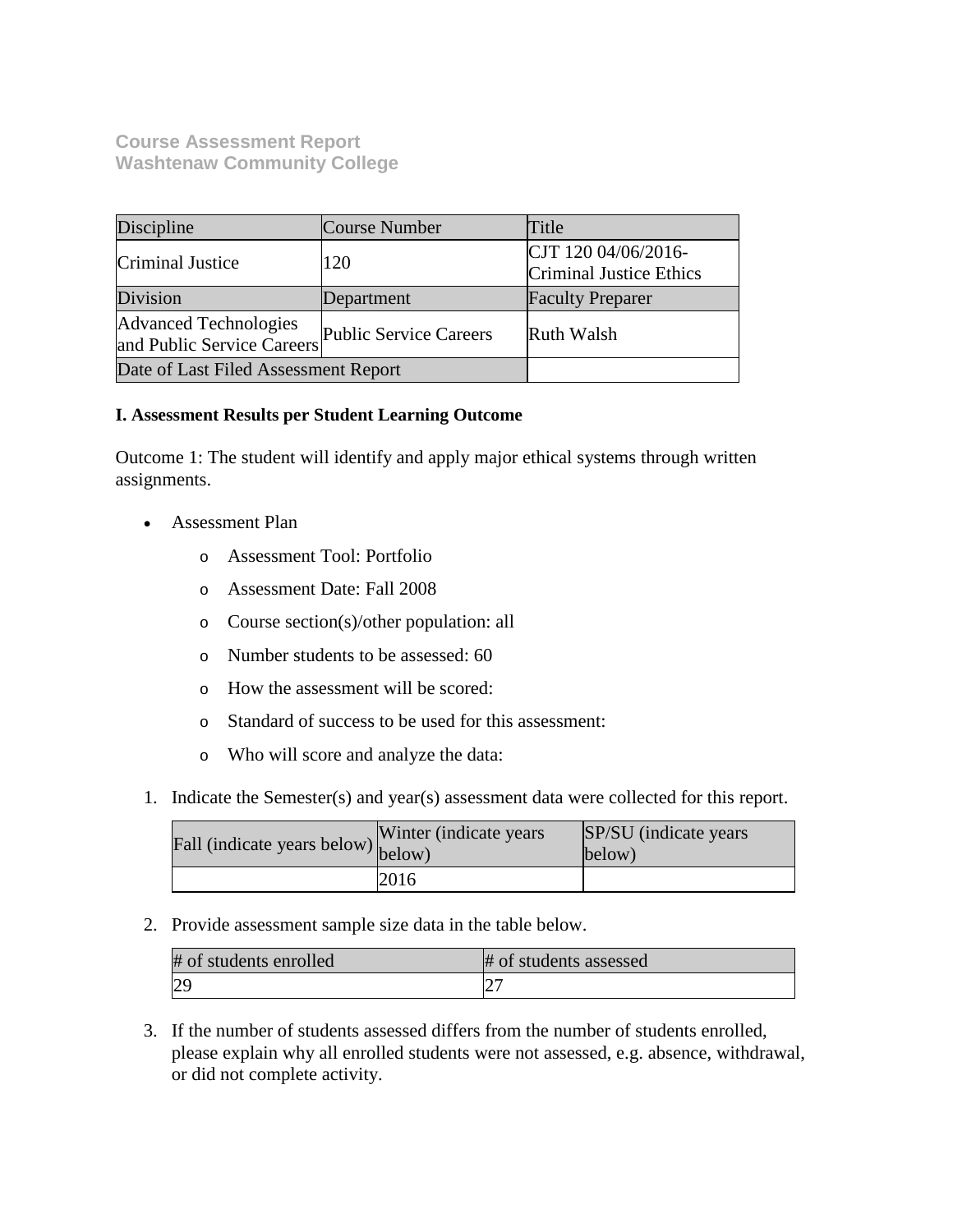# Course Assessment Report
## Washtenaw Community College

| Discipline | Course Number | Title |
|---|---|---|
| Criminal Justice | 120 | CJT 120 04/06/2016-Criminal Justice Ethics |
| Division | Department | Faculty Preparer |
| Advanced Technologies and Public Service Careers | Public Service Careers | Ruth Walsh |
| Date of Last Filed Assessment Report | | |

**I. Assessment Results per Student Learning Outcome**

Outcome 1: The student will identify and apply major ethical systems through written assignments.

- Assessment Plan
  - Assessment Tool: Portfolio
  - Assessment Date: Fall 2008
  - Course section(s)/other population: all
  - Number students to be assessed: 60
  - How the assessment will be scored:
  - Standard of success to be used for this assessment:
  - Who will score and analyze the data:

1. Indicate the Semester(s) and year(s) assessment data were collected for this report.

| Fall (indicate years below) | Winter (indicate years below) | SP/SU (indicate years below) |
|---|---|---|
| | 2016 | |

2. Provide assessment sample size data in the table below.

| # of students enrolled | # of students assessed |
|---|---|
| 29 | 27 |

3. If the number of students assessed differs from the number of students enrolled, please explain why all enrolled students were not assessed, e.g. absence, withdrawal, or did not complete activity.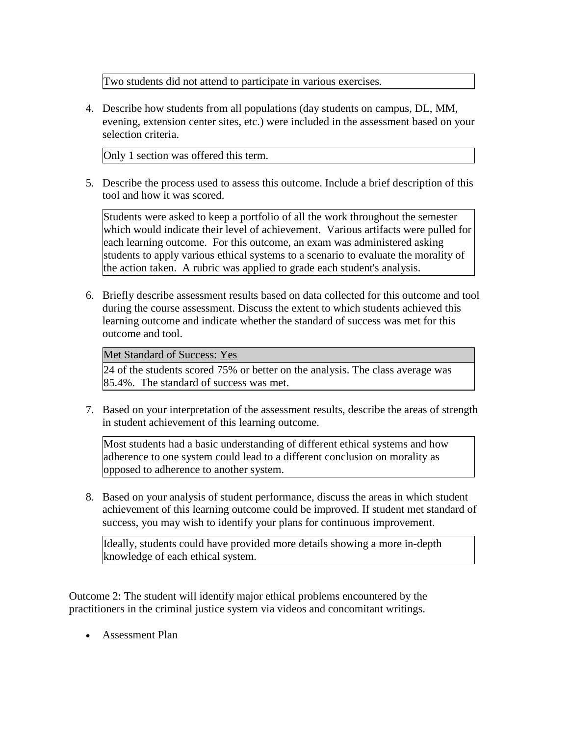Two students did not attend to participate in various exercises.

4. Describe how students from all populations (day students on campus, DL, MM, evening, extension center sites, etc.) were included in the assessment based on your selection criteria.

   Only 1 section was offered this term.

5. Describe the process used to assess this outcome. Include a brief description of this tool and how it was scored.

   Students were asked to keep a portfolio of all the work throughout the semester which would indicate their level of achievement. Various artifacts were pulled for each learning outcome. For this outcome, an exam was administered asking students to apply various ethical systems to a scenario to evaluate the morality of the action taken. A rubric was applied to grade each student's analysis.

6. Briefly describe assessment results based on data collected for this outcome and tool during the course assessment. Discuss the extent to which students achieved this learning outcome and indicate whether the standard of success was met for this outcome and tool.

   Met Standard of Success: Yes

   24 of the students scored 75% or better on the analysis. The class average was 85.4%. The standard of success was met.

7. Based on your interpretation of the assessment results, describe the areas of strength in student achievement of this learning outcome.

   Most students had a basic understanding of different ethical systems and how adherence to one system could lead to a different conclusion on morality as opposed to adherence to another system.

8. Based on your analysis of student performance, discuss the areas in which student achievement of this learning outcome could be improved. If student met standard of success, you may wish to identify your plans for continuous improvement.

   Ideally, students could have provided more details showing a more in-depth knowledge of each ethical system.

Outcome 2: The student will identify major ethical problems encountered by the practitioners in the criminal justice system via videos and concomitant writings.

- Assessment Plan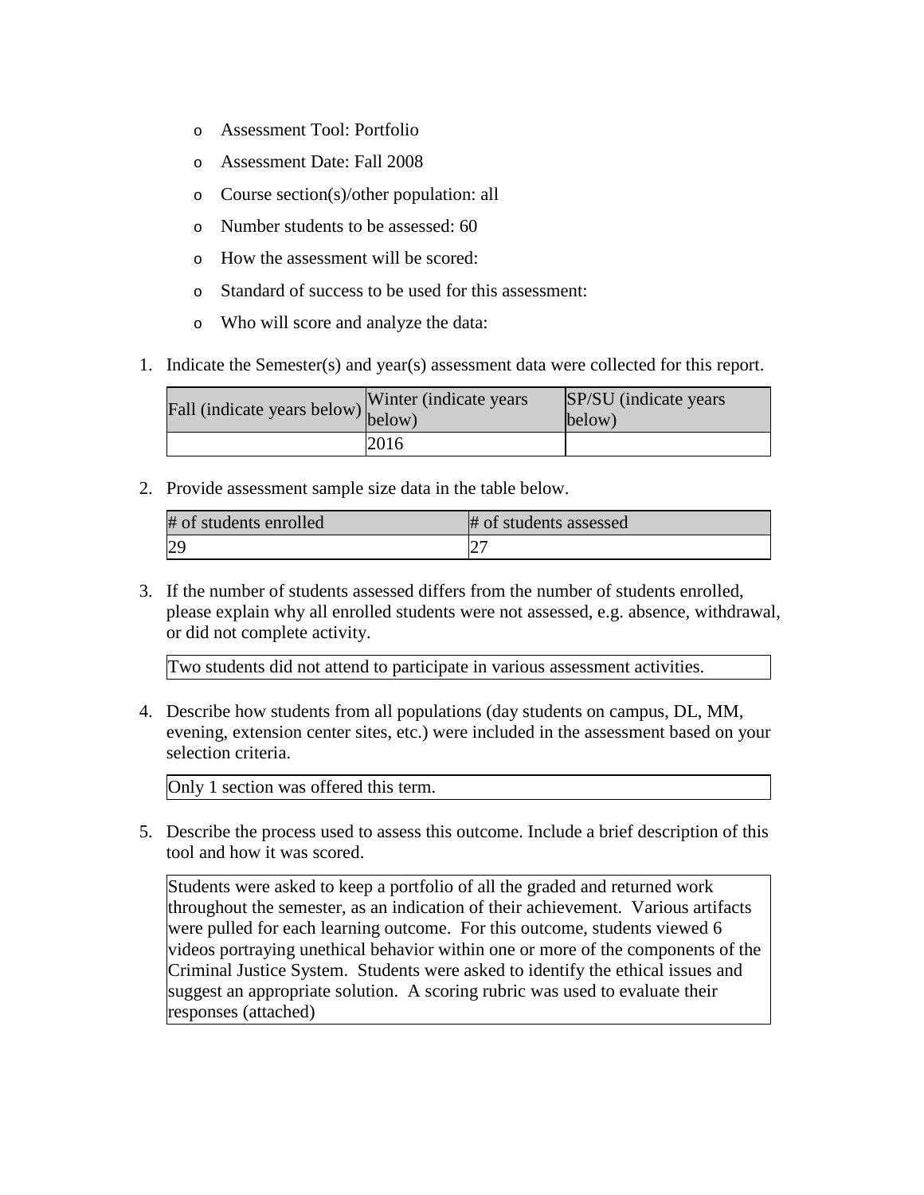- Assessment Tool: Portfolio
- Assessment Date: Fall 2008
- Course section(s)/other population: all
- Number students to be assessed: 60
- How the assessment will be scored:
- Standard of success to be used for this assessment:
- Who will score and analyze the data:

1. Indicate the Semester(s) and year(s) assessment data were collected for this report.

| Fall (indicate years below) | Winter (indicate years below) | SP/SU (indicate years below) |
|---|---|---|
| | 2016 | |

2. Provide assessment sample size data in the table below.

| # of students enrolled | # of students assessed |
|---|---|
| 29 | 27 |

3. If the number of students assessed differs from the number of students enrolled, please explain why all enrolled students were not assessed, e.g. absence, withdrawal, or did not complete activity.

| Two students did not attend to participate in various assessment activities. |
|---|

4. Describe how students from all populations (day students on campus, DL, MM, evening, extension center sites, etc.) were included in the assessment based on your selection criteria.

| Only 1 section was offered this term. |
|---|

5. Describe the process used to assess this outcome. Include a brief description of this tool and how it was scored.

| Students were asked to keep a portfolio of all the graded and returned work throughout the semester, as an indication of their achievement. Various artifacts were pulled for each learning outcome. For this outcome, students viewed 6 videos portraying unethical behavior within one or more of the components of the Criminal Justice System. Students were asked to identify the ethical issues and suggest an appropriate solution. A scoring rubric was used to evaluate their responses (attached) |
|---|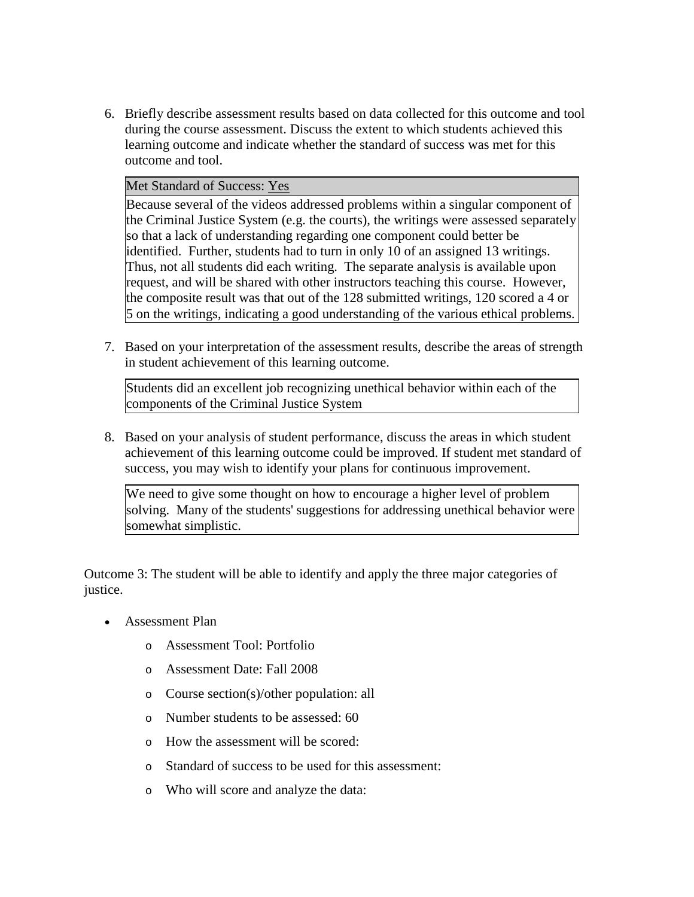6. Briefly describe assessment results based on data collected for this outcome and tool during the course assessment. Discuss the extent to which students achieved this learning outcome and indicate whether the standard of success was met for this outcome and tool.

| Met Standard of Success: Yes |
|---|
| Because several of the videos addressed problems within a singular component of the Criminal Justice System (e.g. the courts), the writings were assessed separately so that a lack of understanding regarding one component could better be identified. Further, students had to turn in only 10 of an assigned 13 writings. Thus, not all students did each writing. The separate analysis is available upon request, and will be shared with other instructors teaching this course. However, the composite result was that out of the 128 submitted writings, 120 scored a 4 or 5 on the writings, indicating a good understanding of the various ethical problems. |

7. Based on your interpretation of the assessment results, describe the areas of strength in student achievement of this learning outcome.

> Students did an excellent job recognizing unethical behavior within each of the components of the Criminal Justice System

8. Based on your analysis of student performance, discuss the areas in which student achievement of this learning outcome could be improved. If student met standard of success, you may wish to identify your plans for continuous improvement.

> We need to give some thought on how to encourage a higher level of problem solving. Many of the students' suggestions for addressing unethical behavior were somewhat simplistic.

Outcome 3: The student will be able to identify and apply the three major categories of justice.

- Assessment Plan
  - Assessment Tool: Portfolio
  - Assessment Date: Fall 2008
  - Course section(s)/other population: all
  - Number students to be assessed: 60
  - How the assessment will be scored:
  - Standard of success to be used for this assessment:
  - Who will score and analyze the data: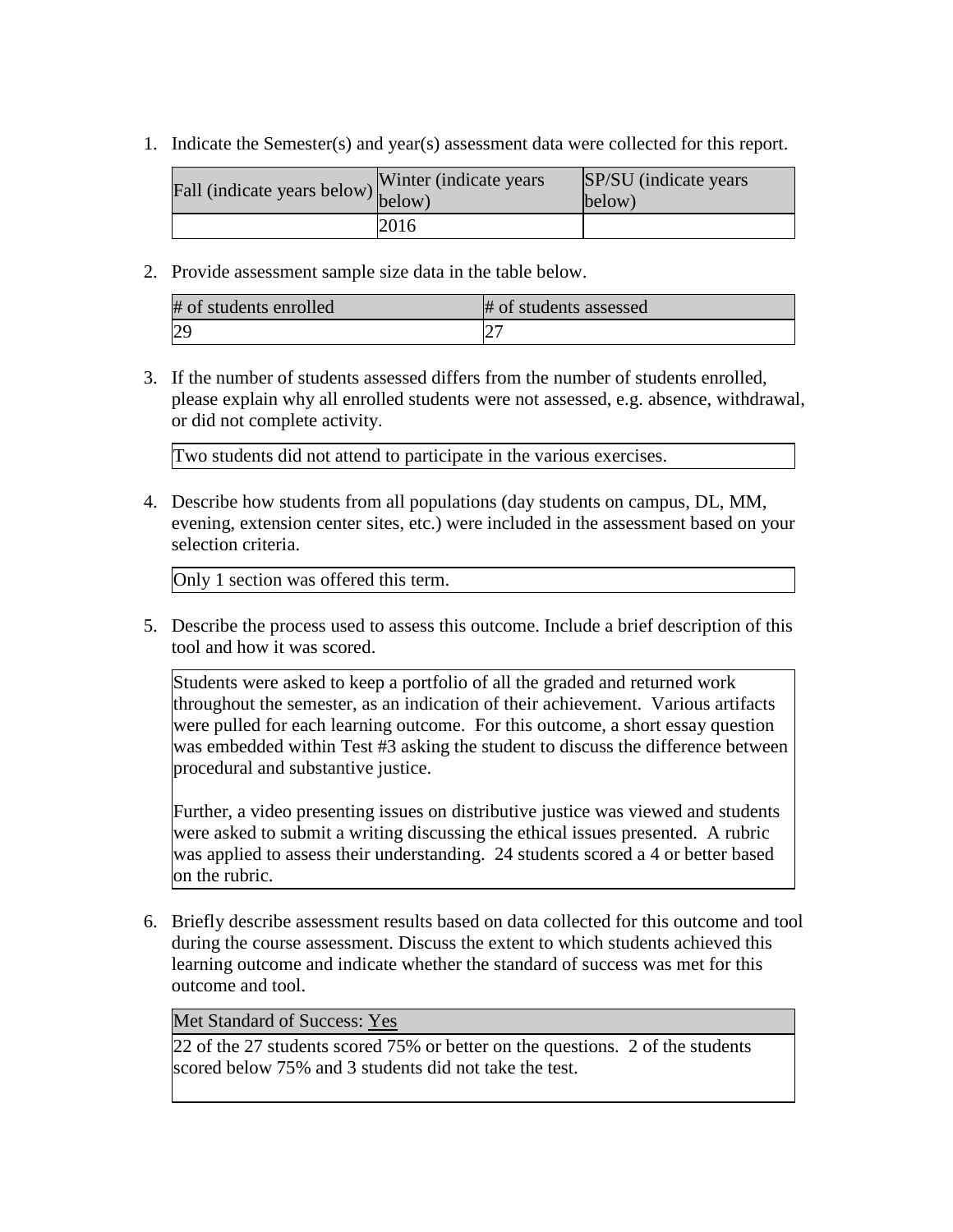1. Indicate the Semester(s) and year(s) assessment data were collected for this report.

| Fall (indicate years below) | Winter (indicate years below) | SP/SU (indicate years below) |
|---|---|---|
| | 2016 | |

2. Provide assessment sample size data in the table below.

| # of students enrolled | # of students assessed |
|---|---|
| 29 | 27 |

3. If the number of students assessed differs from the number of students enrolled, please explain why all enrolled students were not assessed, e.g. absence, withdrawal, or did not complete activity.

| Two students did not attend to participate in the various exercises. |
|---|

4. Describe how students from all populations (day students on campus, DL, MM, evening, extension center sites, etc.) were included in the assessment based on your selection criteria.

| Only 1 section was offered this term. |
|---|

5. Describe the process used to assess this outcome. Include a brief description of this tool and how it was scored.

Students were asked to keep a portfolio of all the graded and returned work throughout the semester, as an indication of their achievement. Various artifacts were pulled for each learning outcome. For this outcome, a short essay question was embedded within Test #3 asking the student to discuss the difference between procedural and substantive justice.

Further, a video presenting issues on distributive justice was viewed and students were asked to submit a writing discussing the ethical issues presented. A rubric was applied to assess their understanding. 24 students scored a 4 or better based on the rubric.

6. Briefly describe assessment results based on data collected for this outcome and tool during the course assessment. Discuss the extent to which students achieved this learning outcome and indicate whether the standard of success was met for this outcome and tool.

| Met Standard of Success: Yes |
|---|
| 22 of the 27 students scored 75% or better on the questions. 2 of the students scored below 75% and 3 students did not take the test. |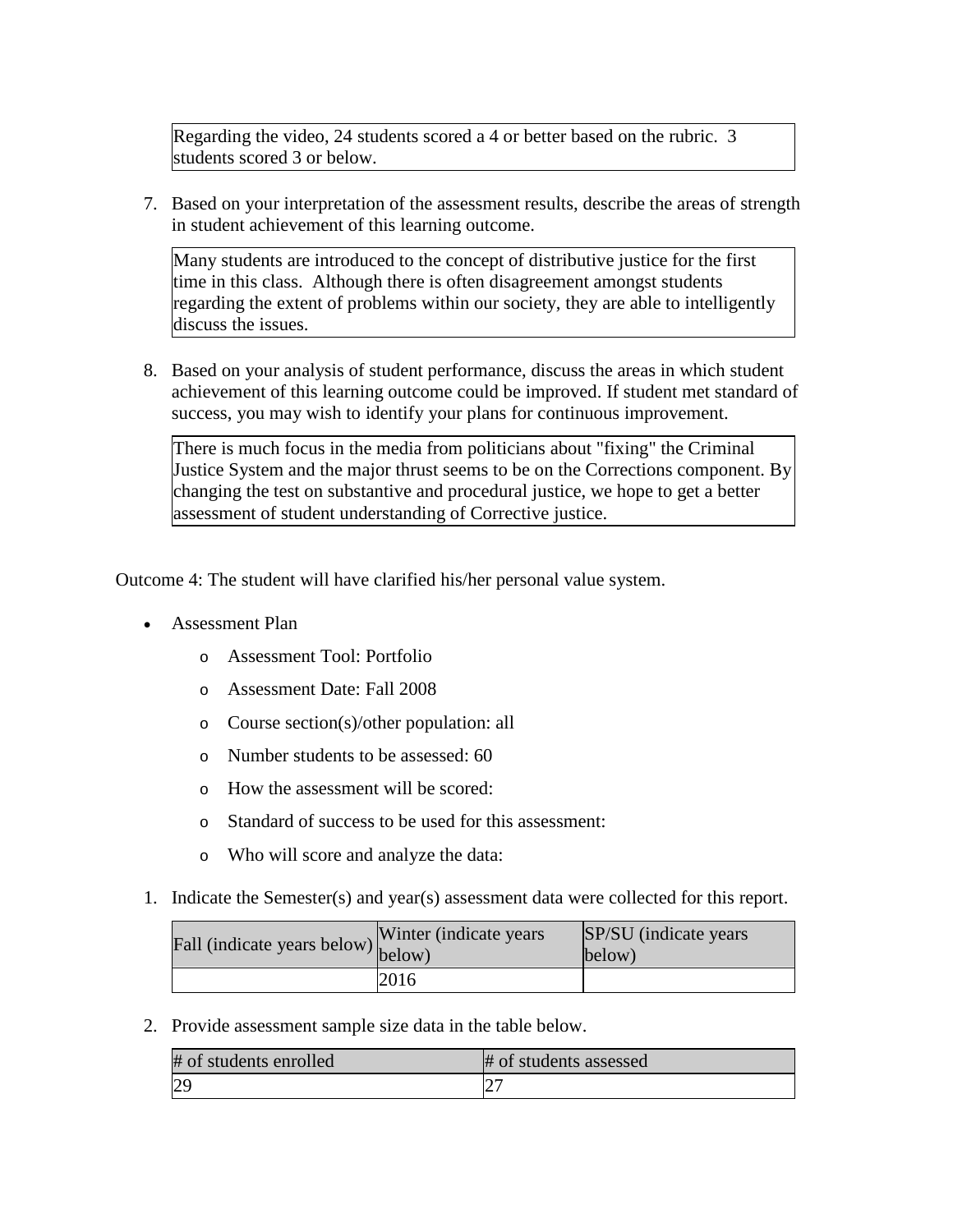Regarding the video, 24 students scored a 4 or better based on the rubric. 3 students scored 3 or below.

7. Based on your interpretation of the assessment results, describe the areas of strength in student achievement of this learning outcome.

Many students are introduced to the concept of distributive justice for the first time in this class. Although there is often disagreement amongst students regarding the extent of problems within our society, they are able to intelligently discuss the issues.

8. Based on your analysis of student performance, discuss the areas in which student achievement of this learning outcome could be improved. If student met standard of success, you may wish to identify your plans for continuous improvement.

There is much focus in the media from politicians about "fixing" the Criminal Justice System and the major thrust seems to be on the Corrections component. By changing the test on substantive and procedural justice, we hope to get a better assessment of student understanding of Corrective justice.

Outcome 4: The student will have clarified his/her personal value system.

- Assessment Plan
  - Assessment Tool: Portfolio
  - Assessment Date: Fall 2008
  - Course section(s)/other population: all
  - Number students to be assessed: 60
  - How the assessment will be scored:
  - Standard of success to be used for this assessment:
  - Who will score and analyze the data:

1. Indicate the Semester(s) and year(s) assessment data were collected for this report.

| Fall (indicate years below) | Winter (indicate years below) | SP/SU (indicate years below) |
| --- | --- | --- |
| | 2016 | |

2. Provide assessment sample size data in the table below.

| # of students enrolled | # of students assessed |
| --- | --- |
| 29 | 27 |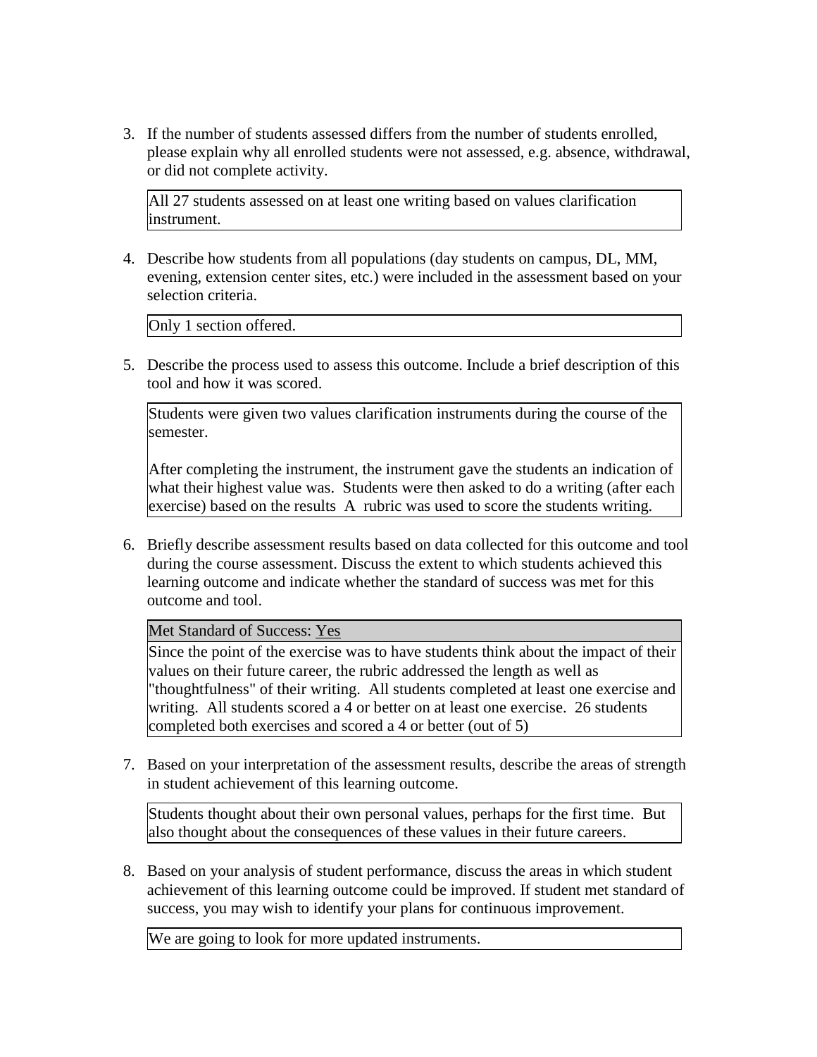3. If the number of students assessed differs from the number of students enrolled, please explain why all enrolled students were not assessed, e.g. absence, withdrawal, or did not complete activity.

   All 27 students assessed on at least one writing based on values clarification instrument.

4. Describe how students from all populations (day students on campus, DL, MM, evening, extension center sites, etc.) were included in the assessment based on your selection criteria.

   Only 1 section offered.

5. Describe the process used to assess this outcome. Include a brief description of this tool and how it was scored.

   Students were given two values clarification instruments during the course of the semester.

   After completing the instrument, the instrument gave the students an indication of what their highest value was. Students were then asked to do a writing (after each exercise) based on the results A rubric was used to score the students writing.

6. Briefly describe assessment results based on data collected for this outcome and tool during the course assessment. Discuss the extent to which students achieved this learning outcome and indicate whether the standard of success was met for this outcome and tool.

   Met Standard of Success: Yes

   Since the point of the exercise was to have students think about the impact of their values on their future career, the rubric addressed the length as well as "thoughtfulness" of their writing. All students completed at least one exercise and writing. All students scored a 4 or better on at least one exercise. 26 students completed both exercises and scored a 4 or better (out of 5)

7. Based on your interpretation of the assessment results, describe the areas of strength in student achievement of this learning outcome.

   Students thought about their own personal values, perhaps for the first time. But also thought about the consequences of these values in their future careers.

8. Based on your analysis of student performance, discuss the areas in which student achievement of this learning outcome could be improved. If student met standard of success, you may wish to identify your plans for continuous improvement.

   We are going to look for more updated instruments.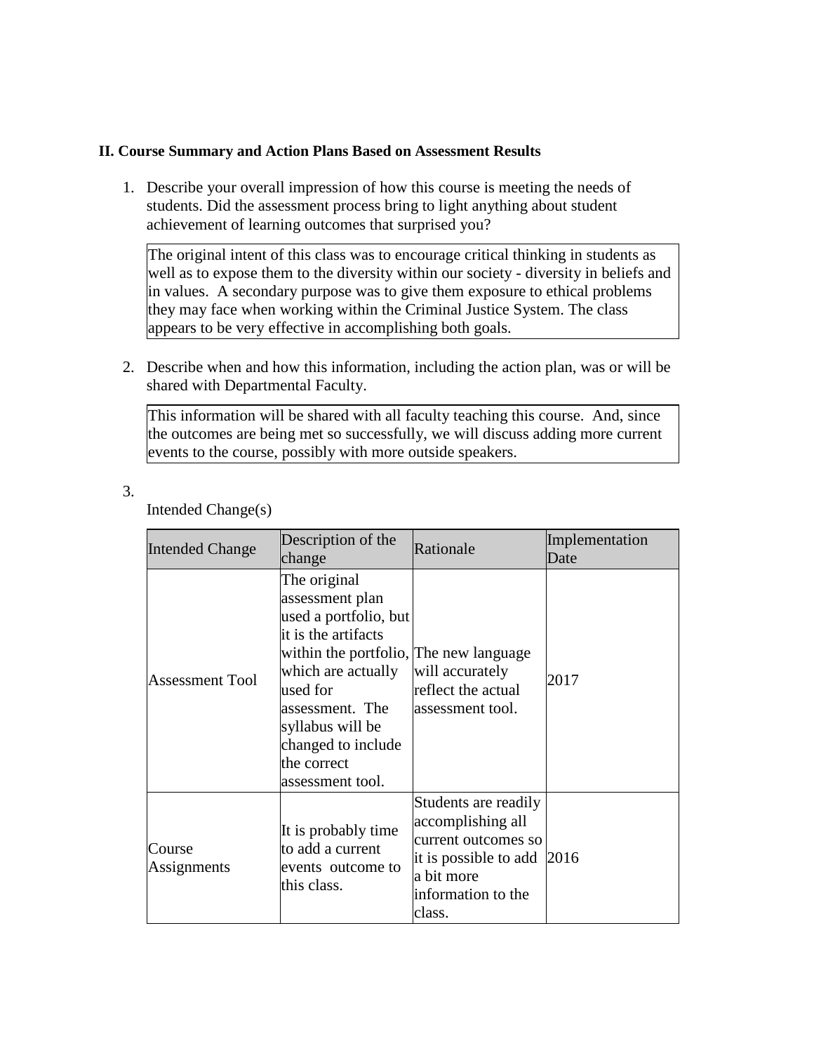**II. Course Summary and Action Plans Based on Assessment Results**

1. Describe your overall impression of how this course is meeting the needs of students. Did the assessment process bring to light anything about student achievement of learning outcomes that surprised you?

The original intent of this class was to encourage critical thinking in students as well as to expose them to the diversity within our society - diversity in beliefs and in values. A secondary purpose was to give them exposure to ethical problems they may face when working within the Criminal Justice System. The class appears to be very effective in accomplishing both goals.

2. Describe when and how this information, including the action plan, was or will be shared with Departmental Faculty.

This information will be shared with all faculty teaching this course. And, since the outcomes are being met so successfully, we will discuss adding more current events to the course, possibly with more outside speakers.

3.

Intended Change(s)

| Intended Change | Description of the change | Rationale | Implementation Date |
|---|---|---|---|
| Assessment Tool | The original assessment plan used a portfolio, but it is the artifacts within the portfolio, which are actually used for assessment. The syllabus will be changed to include the correct assessment tool. | The new language will accurately reflect the actual assessment tool. | 2017 |
| Course Assignments | It is probably time to add a current events outcome to this class. | Students are readily accomplishing all current outcomes so it is possible to add a bit more information to the class. | 2016 |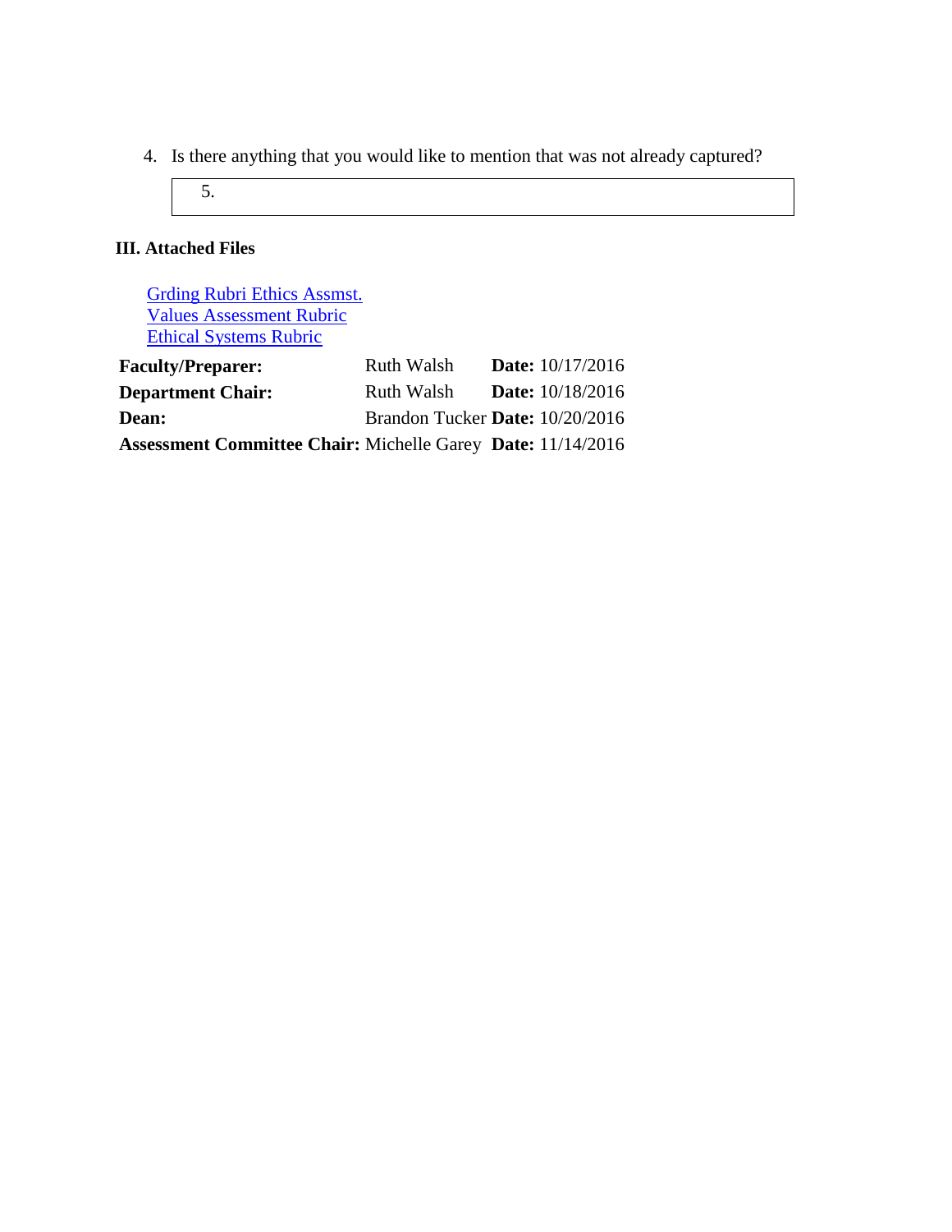4. Is there anything that you would like to mention that was not already captured?

| |
|---|
| 5. |

**III. Attached Files**

Grding Rubri Ethics Assmst.
Values Assessment Rubric
Ethical Systems Rubric

| | | |
|---|---|---|
| **Faculty/Preparer:** | Ruth Walsh | **Date:** 10/17/2016 |
| **Department Chair:** | Ruth Walsh | **Date:** 10/18/2016 |
| **Dean:** | Brandon Tucker | **Date:** 10/20/2016 |
| **Assessment Committee Chair:** | Michelle Garey | **Date:** 11/14/2016 |